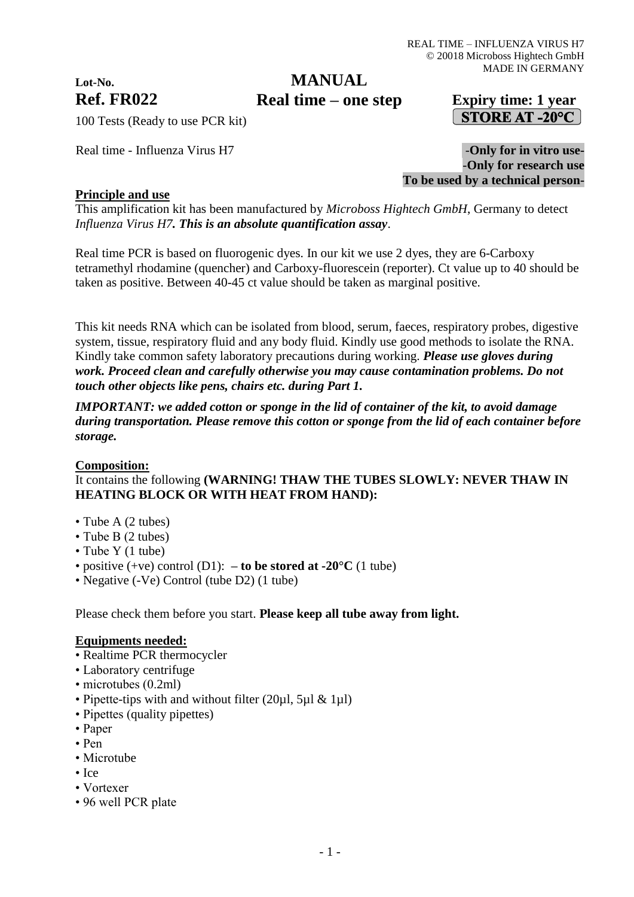REAL TIME – INFLUENZA VIRUS H7
© 20018 Microboss Hightech GmbH
MADE IN GERMANY

**Lot-No.**

**Ref. FR022**

100 Tests (Ready to use PCR kit)

# MANUAL
## Real time – one step

**Expiry time: 1 year**

**STORE AT -20°C**

Real time - Influenza Virus H7

**-Only for in vitro use-**
**-Only for research use**
**To be used by a technical person-**

**Principle and use**

This amplification kit has been manufactured by *Microboss Hightech GmbH*, Germany to detect *Influenza Virus H7. **This is an absolute quantification assay***.

Real time PCR is based on fluorogenic dyes. In our kit we use 2 dyes, they are 6-Carboxy tetramethyl rhodamine (quencher) and Carboxy-fluorescein (reporter). Ct value up to 40 should be taken as positive. Between 40-45 ct value should be taken as marginal positive.

This kit needs RNA which can be isolated from blood, serum, faeces, respiratory probes, digestive system, tissue, respiratory fluid and any body fluid. Kindly use good methods to isolate the RNA. Kindly take common safety laboratory precautions during working. ***Please use gloves during work. Proceed clean and carefully otherwise you may cause contamination problems. Do not touch other objects like pens, chairs etc. during Part 1.***

***IMPORTANT: we added cotton or sponge in the lid of container of the kit, to avoid damage during transportation. Please remove this cotton or sponge from the lid of each container before storage.***

**Composition:**

It contains the following **(WARNING! THAW THE TUBES SLOWLY: NEVER THAW IN HEATING BLOCK OR WITH HEAT FROM HAND):**

- Tube A (2 tubes)
- Tube B (2 tubes)
- Tube Y (1 tube)
- positive (+ve) control (D1): **– to be stored at -20°C** (1 tube)
- Negative (-Ve) Control (tube D2) (1 tube)

Please check them before you start. **Please keep all tube away from light.**

**Equipments needed:**

- Realtime PCR thermocycler
- Laboratory centrifuge
- microtubes (0.2ml)
- Pipette-tips with and without filter (20µl, 5µl & 1µl)
- Pipettes (quality pipettes)
- Paper
- Pen
- Microtube
- Ice
- Vortexer
- 96 well PCR plate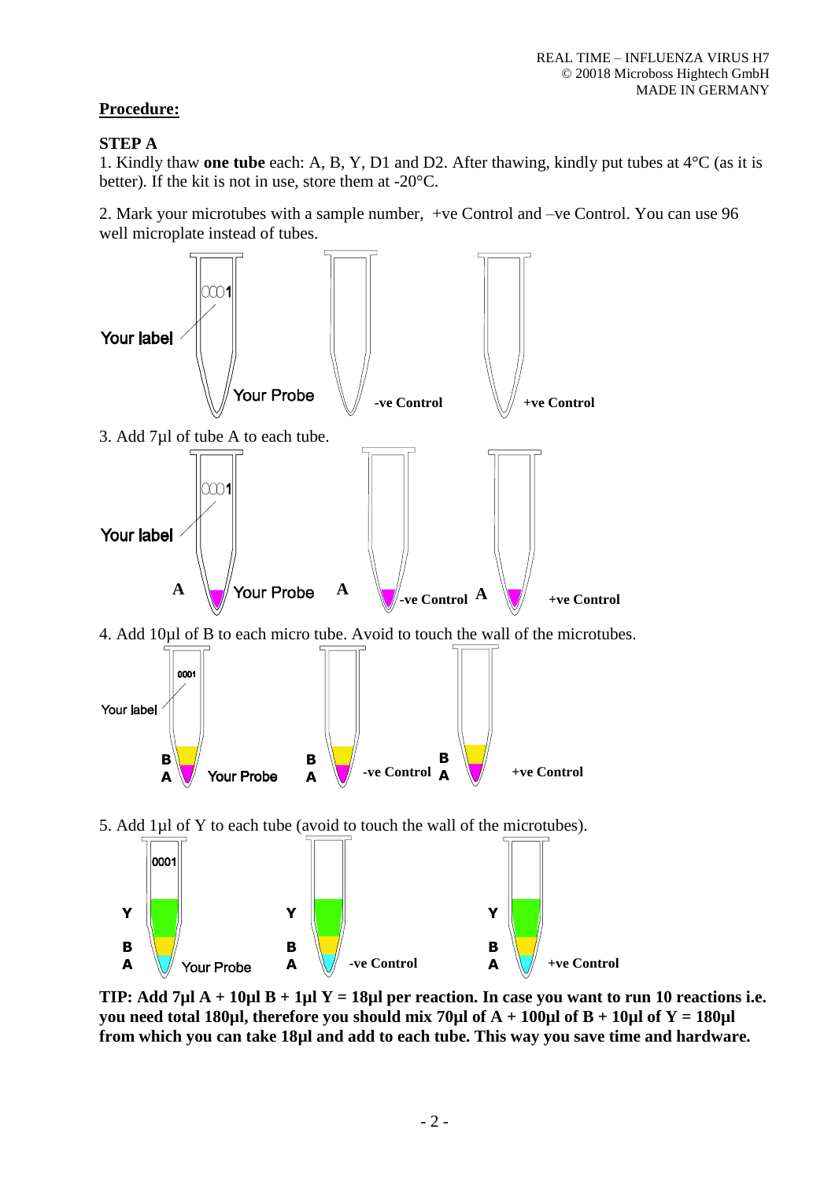**Procedure:**

**STEP A**

1. Kindly thaw **one tube** each: A, B, Y, D1 and D2. After thawing, kindly put tubes at 4°C (as it is better). If the kit is not in use, store them at -20°C.

2. Mark your microtubes with a sample number, +ve Control and –ve Control. You can use 96 well microplate instead of tubes.

Your label | Your Probe | -ve Control | +ve Control

3. Add 7µl of tube A to each tube.

Your label | A Your Probe | A -ve Control | A +ve Control

4. Add 10µl of B to each micro tube. Avoid to touch the wall of the microtubes.

Your label | B A Your Probe | B A -ve Control | B A +ve Control

5. Add 1µl of Y to each tube (avoid to touch the wall of the microtubes).

Y B A Your Probe | Y B A -ve Control | Y B A +ve Control

**TIP: Add 7µl A + 10µl B + 1µl Y = 18µl per reaction. In case you want to run 10 reactions i.e. you need total 180µl, therefore you should mix 70µl of A + 100µl of B + 10µl of Y = 180µl from which you can take 18µl and add to each tube. This way you save time and hardware.**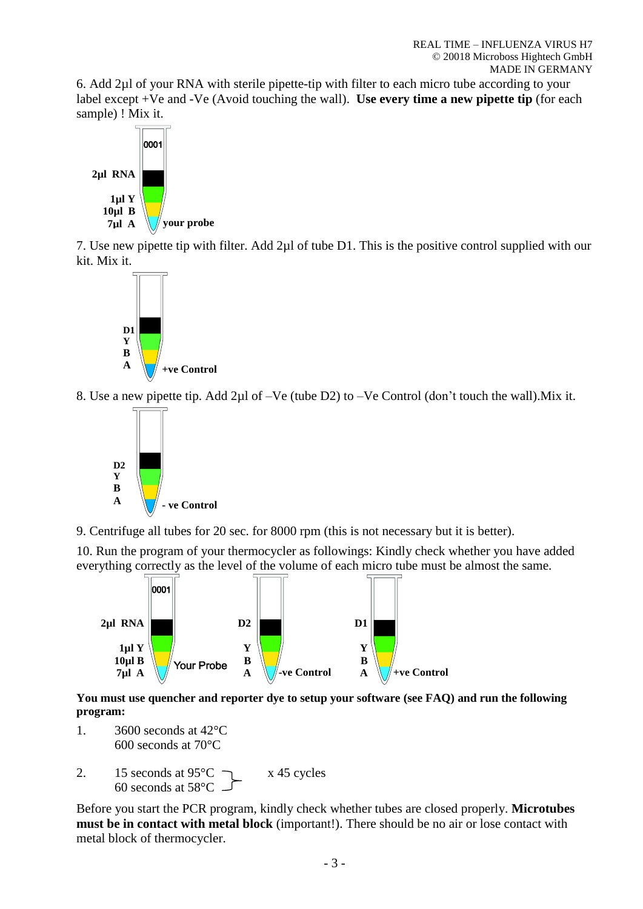6. Add 2µl of your RNA with sterile pipette-tip with filter to each micro tube according to your label except +Ve and -Ve (Avoid touching the wall). **Use every time a new pipette tip** (for each sample) ! Mix it.

**2µl RNA**
**1µl Y**
**10µl B**
**7µl A**
0001
**your probe**

7. Use new pipette tip with filter. Add 2µl of tube D1. This is the positive control supplied with our kit. Mix it.

**D1**
**Y**
**B**
**A**
**+ve Control**

8. Use a new pipette tip. Add 2µl of –Ve (tube D2) to –Ve Control (don't touch the wall).Mix it.

**D2**
**Y**
**B**
**A**
**- ve Control**

9. Centrifuge all tubes for 20 sec. for 8000 rpm (this is not necessary but it is better).

10. Run the program of your thermocycler as followings: Kindly check whether you have added everything correctly as the level of the volume of each micro tube must be almost the same.

**2µl RNA**, **1µl Y**, **10µl B**, **7µl A** — 0001 — Your Probe
**D2**, **Y**, **B**, **A** — **-ve Control**
**D1**, **Y**, **B**, **A** — **+ve Control**

**You must use quencher and reporter dye to setup your software (see FAQ) and run the following program:**

1. 3600 seconds at 42°C
   600 seconds at 70°C

2. 15 seconds at 95°C
   60 seconds at 58°C
   x 45 cycles

Before you start the PCR program, kindly check whether tubes are closed properly. **Microtubes must be in contact with metal block** (important!). There should be no air or lose contact with metal block of thermocycler.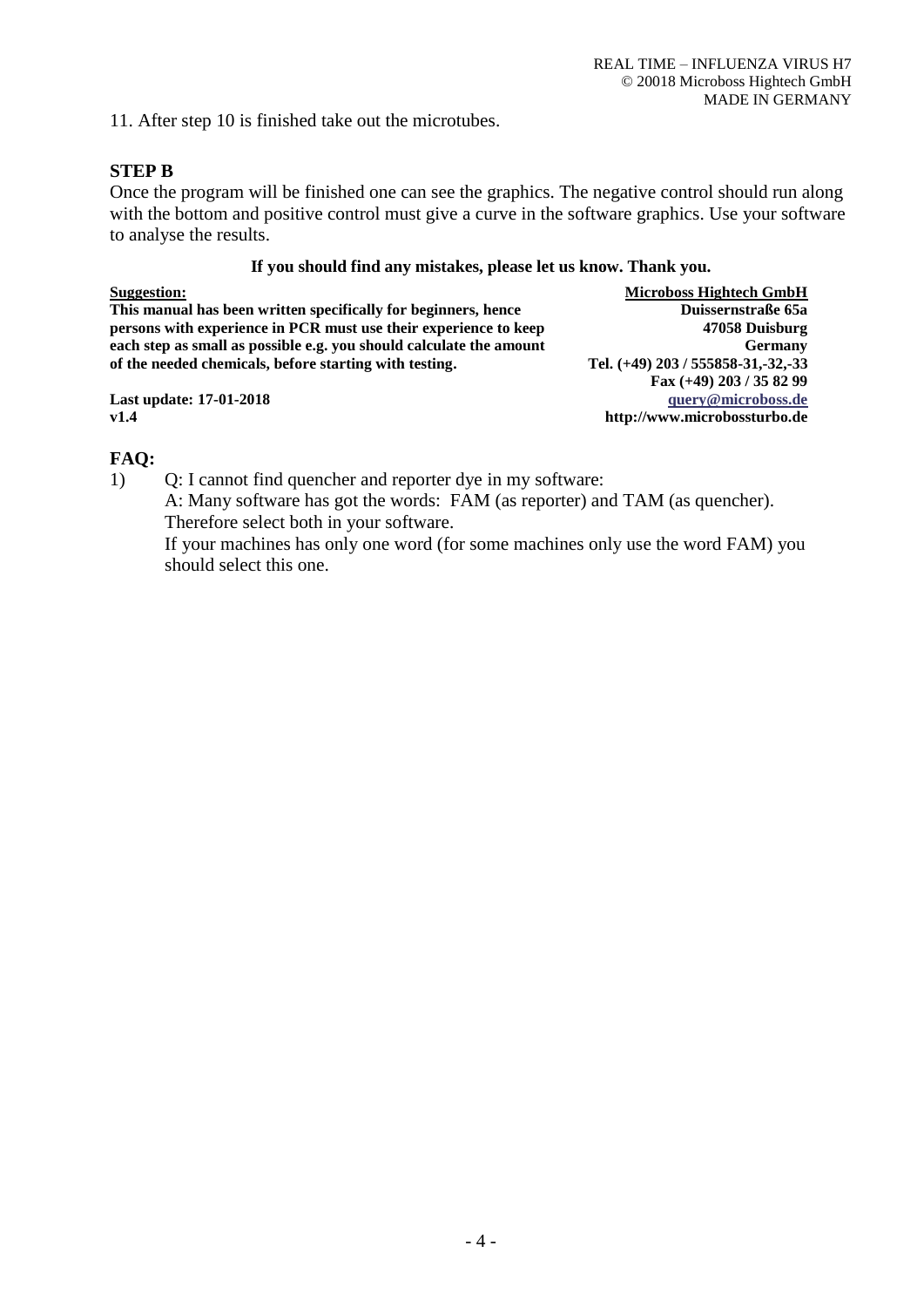11. After step 10 is finished take out the microtubes.

**STEP B**

Once the program will be finished one can see the graphics. The negative control should run along with the bottom and positive control must give a curve in the software graphics. Use your software to analyse the results.

**If you should find any mistakes, please let us know. Thank you.**

**Suggestion:**
**This manual has been written specifically for beginners, hence persons with experience in PCR must use their experience to keep each step as small as possible e.g. you should calculate the amount of the needed chemicals, before starting with testing.**

**Last update: 17-01-2018**
**v1.4**

**Microboss Hightech GmbH**
**Duissernstraße 65a**
**47058 Duisburg**
**Germany**
**Tel. (+49) 203 / 555858-31,-32,-33**
**Fax (+49) 203 / 35 82 99**
**query@microboss.de**
**http://www.microbossturbo.de**

## FAQ:

1) Q: I cannot find quencher and reporter dye in my software:
   A: Many software has got the words: FAM (as reporter) and TAM (as quencher). Therefore select both in your software.
   If your machines has only one word (for some machines only use the word FAM) you should select this one.